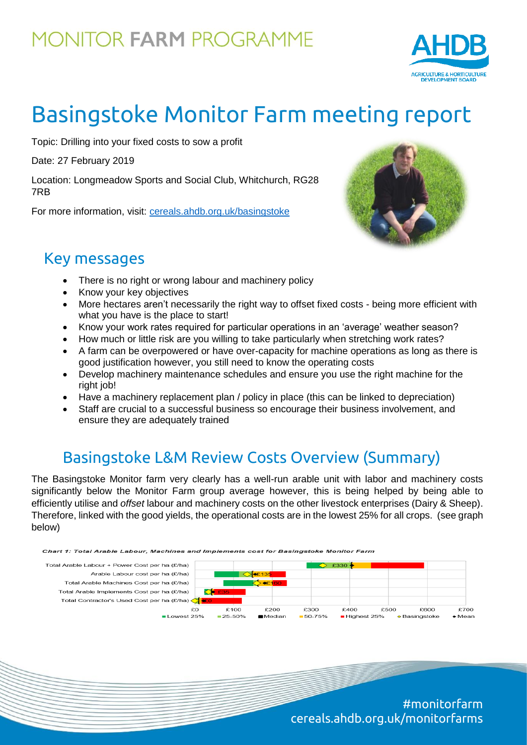MONITOR FARM PROGRAMME

# Basingstoke Monitor Farm meeting report

Topic: Drilling into your fixed costs to sow a profit

Date: 27 February 2019

Location: Longmeadow Sports and Social Club, Whitchurch, RG28 7RB

For more information, visit: cereals.ahdb.org.uk/basingstoke

## Key messages

- There is no right or wrong labour and machinery policy
- Know your key objectives
- More hectares aren't necessarily the right way to offset fixed costs - being more efficient with what you have is the place to start!
- Know your work rates required for particular operations in an 'average' weather season?
- How much or little risk are you willing to take particularly when stretching work rates?
- A farm can be overpowered or have over-capacity for machine operations as long as there is good justification however, you still need to know the operating costs
- Develop machinery maintenance schedules and ensure you use the right machine for the right job!
- Have a machinery replacement plan / policy in place (this can be linked to depreciation)
- Staff are crucial to a successful business so encourage their business involvement, and ensure they are adequately trained

## Basingstoke L&M Review Costs Overview (Summary)

The Basingstoke Monitor farm very clearly has a well-run arable unit with labor and machinery costs significantly below the Monitor Farm group average however, this is being helped by being able to efficiently utilise and *offset* labour and machinery costs on the other livestock enterprises (Dairy & Sheep). Therefore, linked with the good yields, the operational costs are in the lowest 25% for all crops. (see graph below)

*Chart 1: Total Arable Labour, Machines and Implements cost for Basingstoke Monitor Farm*

| Cost category | Value shown |
|---|---|
| Total Arable Labour + Power Cost per ha (£/ha) | £330 |
| Arable Labour cost per ha (£/ha) | £135 |
| Total Arable Machines Cost per ha (£/ha) | £160 |
| Total Arable Implements Cost per ha (£/ha) | £35 |
| Total Contractor's Used Cost per ha (£/ha) | £0 |

Axis: £0 – £700. Legend: Lowest 25%, 25-50%, Median, 50-75%, Highest 25%, Basingstoke, Mean

#monitorfarm
cereals.ahdb.org.uk/monitorfarms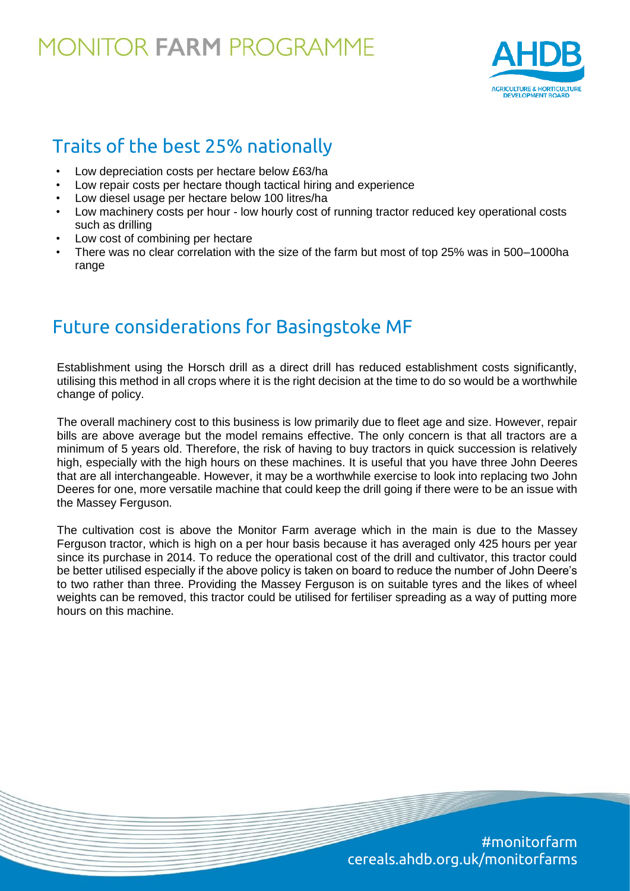## Traits of the best 25% nationally

- Low depreciation costs per hectare below £63/ha
- Low repair costs per hectare though tactical hiring and experience
- Low diesel usage per hectare below 100 litres/ha
- Low machinery costs per hour - low hourly cost of running tractor reduced key operational costs such as drilling
- Low cost of combining per hectare
- There was no clear correlation with the size of the farm but most of top 25% was in 500–1000ha range

## Future considerations for Basingstoke MF

Establishment using the Horsch drill as a direct drill has reduced establishment costs significantly, utilising this method in all crops where it is the right decision at the time to do so would be a worthwhile change of policy.

The overall machinery cost to this business is low primarily due to fleet age and size. However, repair bills are above average but the model remains effective. The only concern is that all tractors are a minimum of 5 years old. Therefore, the risk of having to buy tractors in quick succession is relatively high, especially with the high hours on these machines. It is useful that you have three John Deeres that are all interchangeable. However, it may be a worthwhile exercise to look into replacing two John Deeres for one, more versatile machine that could keep the drill going if there were to be an issue with the Massey Ferguson.

The cultivation cost is above the Monitor Farm average which in the main is due to the Massey Ferguson tractor, which is high on a per hour basis because it has averaged only 425 hours per year since its purchase in 2014. To reduce the operational cost of the drill and cultivator, this tractor could be better utilised especially if the above policy is taken on board to reduce the number of John Deere's to two rather than three. Providing the Massey Ferguson is on suitable tyres and the likes of wheel weights can be removed, this tractor could be utilised for fertiliser spreading as a way of putting more hours on this machine.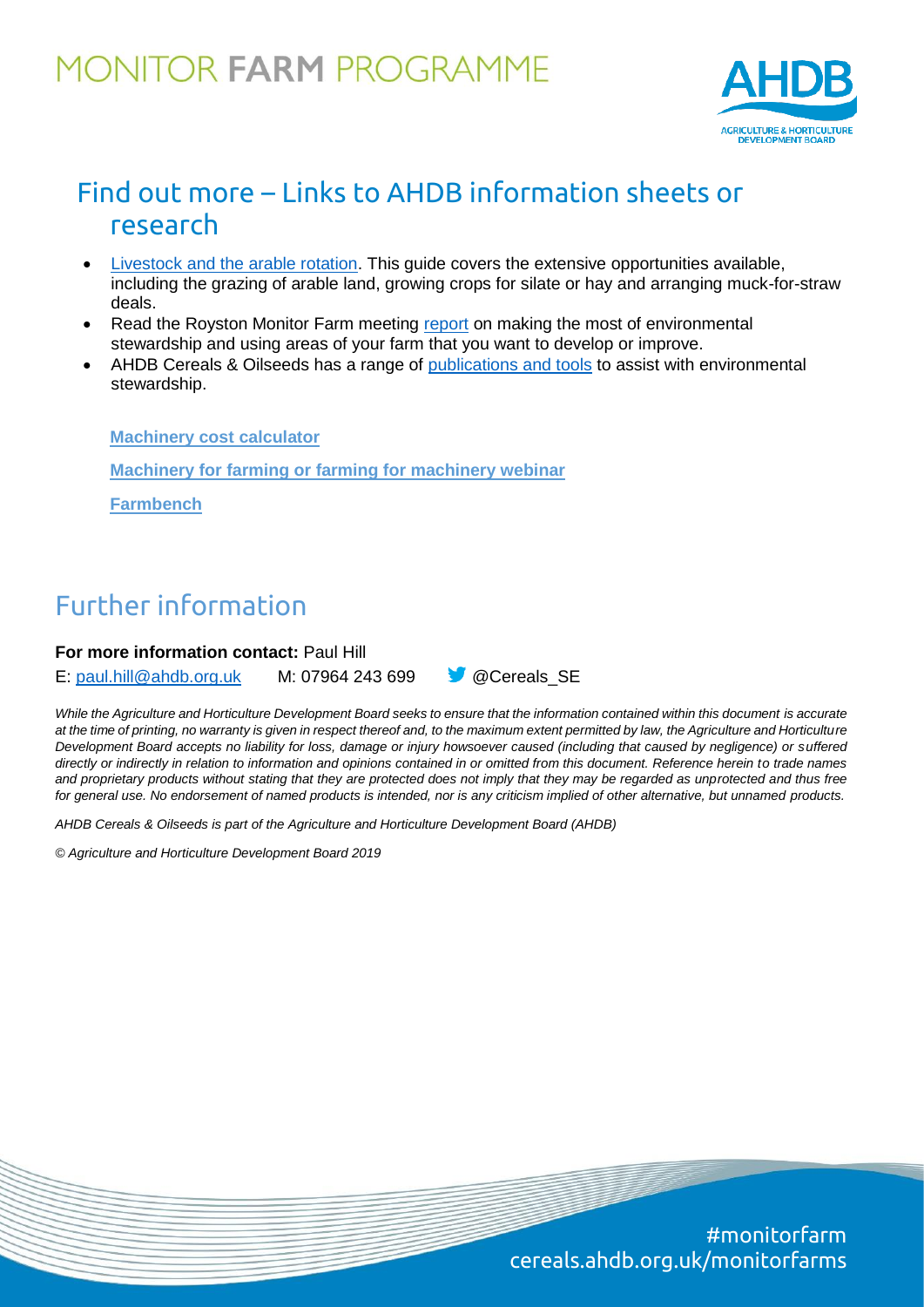## Find out more – Links to AHDB information sheets or research

- Livestock and the arable rotation. This guide covers the extensive opportunities available, including the grazing of arable land, growing crops for silate or hay and arranging muck-for-straw deals.
- Read the Royston Monitor Farm meeting report on making the most of environmental stewardship and using areas of your farm that you want to develop or improve.
- AHDB Cereals & Oilseeds has a range of publications and tools to assist with environmental stewardship.

**Machinery cost calculator**

**Machinery for farming or farming for machinery webinar**

**Farmbench**

## Further information

**For more information contact:** Paul Hill

E: paul.hill@ahdb.org.uk M: 07964 243 699 @Cereals_SE

*While the Agriculture and Horticulture Development Board seeks to ensure that the information contained within this document is accurate at the time of printing, no warranty is given in respect thereof and, to the maximum extent permitted by law, the Agriculture and Horticulture Development Board accepts no liability for loss, damage or injury howsoever caused (including that caused by negligence) or suffered directly or indirectly in relation to information and opinions contained in or omitted from this document. Reference herein to trade names and proprietary products without stating that they are protected does not imply that they may be regarded as unprotected and thus free for general use. No endorsement of named products is intended, nor is any criticism implied of other alternative, but unnamed products.*

*AHDB Cereals & Oilseeds is part of the Agriculture and Horticulture Development Board (AHDB)*

*© Agriculture and Horticulture Development Board 2019*

#monitorfarm
cereals.ahdb.org.uk/monitorfarms